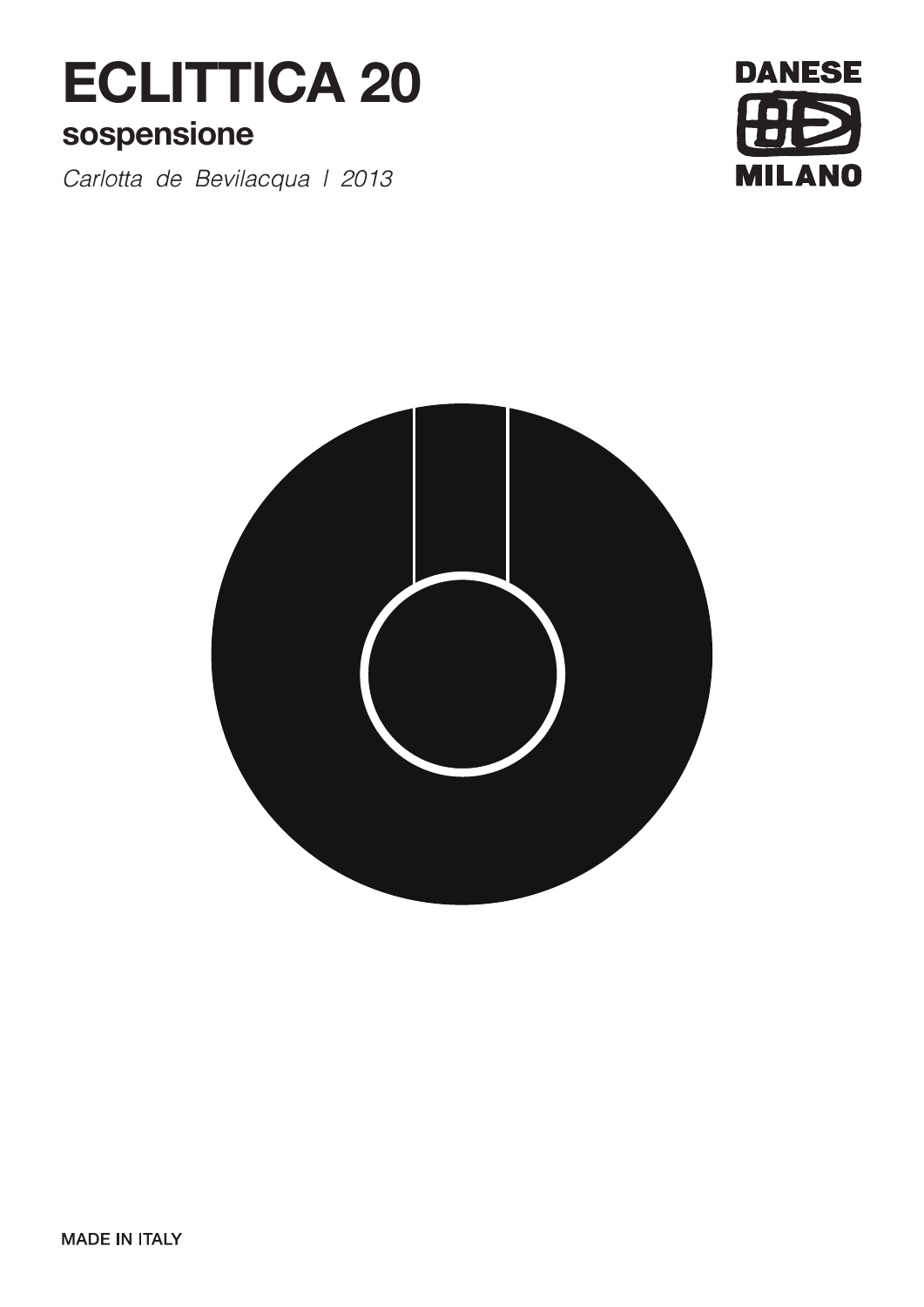# ECLITTICA 20

## sospensione

*Carlotta de Bevilacqua | 2013*

DANESE MILANO

MADE IN ITALY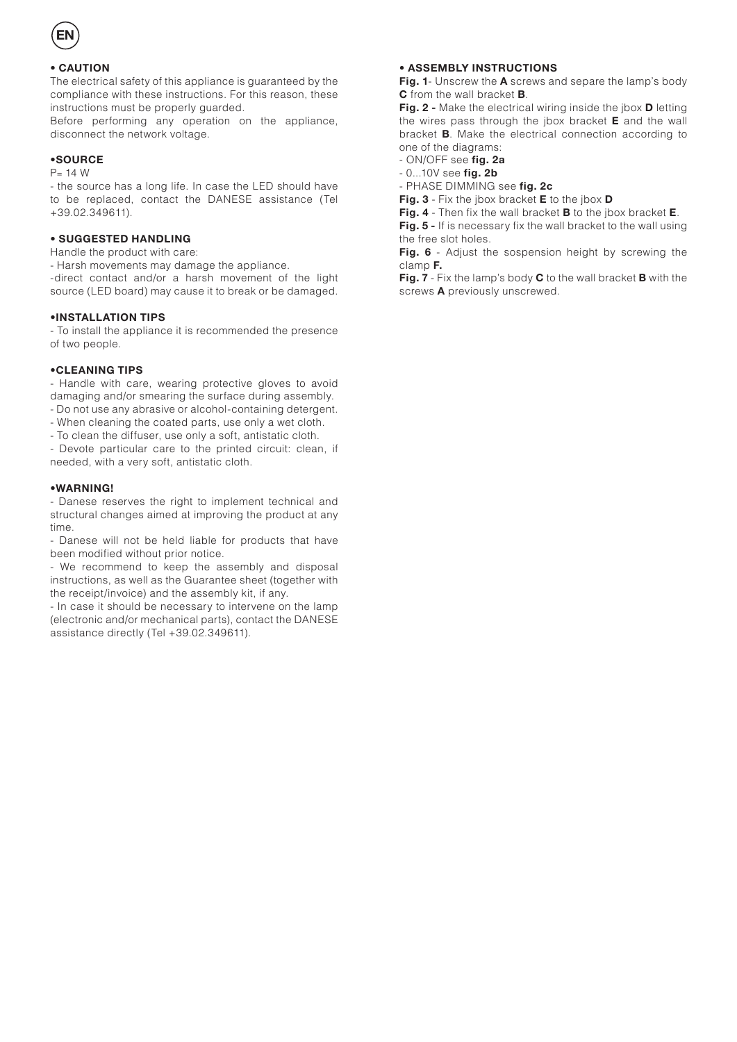EN

**• CAUTION**

The electrical safety of this appliance is guaranteed by the compliance with these instructions. For this reason, these instructions must be properly guarded.

Before performing any operation on the appliance, disconnect the network voltage.

**•SOURCE**

P= 14 W

- the source has a long life. In case the LED should have to be replaced, contact the DANESE assistance (Tel +39.02.349611).

**• SUGGESTED HANDLING**

Handle the product with care:

- Harsh movements may damage the appliance.
- direct contact and/or a harsh movement of the light source (LED board) may cause it to break or be damaged.

**•INSTALLATION TIPS**

- To install the appliance it is recommended the presence of two people.

**•CLEANING TIPS**

- Handle with care, wearing protective gloves to avoid damaging and/or smearing the surface during assembly.
- Do not use any abrasive or alcohol-containing detergent.
- When cleaning the coated parts, use only a wet cloth.
- To clean the diffuser, use only a soft, antistatic cloth.
- Devote particular care to the printed circuit: clean, if needed, with a very soft, antistatic cloth.

**•WARNING!**

- Danese reserves the right to implement technical and structural changes aimed at improving the product at any time.
- Danese will not be held liable for products that have been modified without prior notice.
- We recommend to keep the assembly and disposal instructions, as well as the Guarantee sheet (together with the receipt/invoice) and the assembly kit, if any.
- In case it should be necessary to intervene on the lamp (electronic and/or mechanical parts), contact the DANESE assistance directly (Tel +39.02.349611).

**• ASSEMBLY INSTRUCTIONS**

**Fig. 1**- Unscrew the **A** screws and separe the lamp's body **C** from the wall bracket **B**.

**Fig. 2 -** Make the electrical wiring inside the jbox **D** letting the wires pass through the jbox bracket **E** and the wall bracket **B**. Make the electrical connection according to one of the diagrams:

- ON/OFF see **fig. 2a**
- 0...10V see **fig. 2b**
- PHASE DIMMING see **fig. 2c**

**Fig. 3** - Fix the jbox bracket **E** to the jbox **D**

**Fig. 4** - Then fix the wall bracket **B** to the jbox bracket **E**.

**Fig. 5 -** If is necessary fix the wall bracket to the wall using the free slot holes.

**Fig. 6** - Adjust the sospension height by screwing the clamp **F.**

**Fig. 7** - Fix the lamp's body **C** to the wall bracket **B** with the screws **A** previously unscrewed.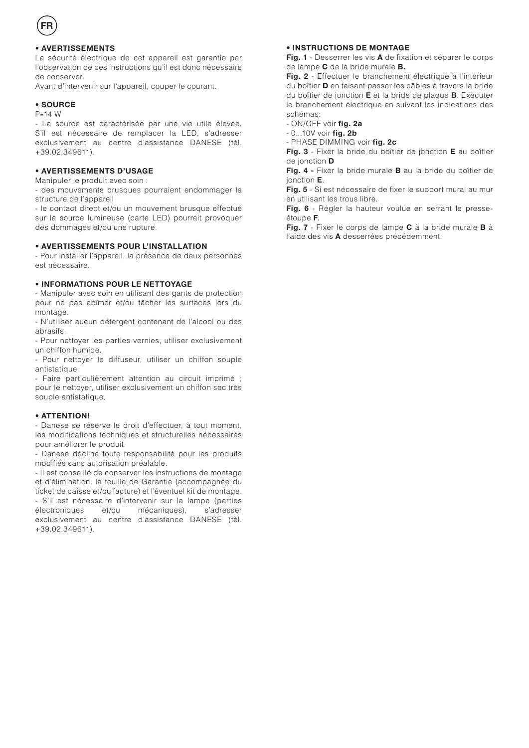FR

**• AVERTISSEMENTS**

La sécurité électrique de cet appareil est garantie par l'observation de ces instructions qu'il est donc nécessaire de conserver.

Avant d'intervenir sur l'appareil, couper le courant.

**• SOURCE**

P=14 W

- La source est caractérisée par une vie utile élevée. S'il est nécessaire de remplacer la LED, s'adresser exclusivement au centre d'assistance DANESE (tél. +39.02.349611).

**• AVERTISSEMENTS D'USAGE**

Manipuler le produit avec soin :

- des mouvements brusques pourraient endommager la structure de l'appareil
- le contact direct et/ou un mouvement brusque effectué sur la source lumineuse (carte LED) pourrait provoquer des dommages et/ou une rupture.

**• AVERTISSEMENTS POUR L'INSTALLATION**

- Pour installer l'appareil, la présence de deux personnes est nécessaire.

**• INFORMATIONS POUR LE NETTOYAGE**

- Manipuler avec soin en utilisant des gants de protection pour ne pas abîmer et/ou tâcher les surfaces lors du montage.
- N'utiliser aucun détergent contenant de l'alcool ou des abrasifs.
- Pour nettoyer les parties vernies, utiliser exclusivement un chiffon humide.
- Pour nettoyer le diffuseur, utiliser un chiffon souple antistatique.
- Faire particulièrement attention au circuit imprimé ; pour le nettoyer, utiliser exclusivement un chiffon sec très souple antistatique.

**• ATTENTION!**

- Danese se réserve le droit d'effectuer, à tout moment, les modifications techniques et structurelles nécessaires pour améliorer le produit.
- Danese décline toute responsabilité pour les produits modifiés sans autorisation préalable.
- Il est conseillé de conserver les instructions de montage et d'élimination, la feuille de Garantie (accompagnée du ticket de caisse et/ou facture) et l'éventuel kit de montage.
- S'il est nécessaire d'intervenir sur la lampe (parties électroniques et/ou mécaniques), s'adresser exclusivement au centre d'assistance DANESE (tél. +39.02.349611).

**• INSTRUCTIONS DE MONTAGE**

**Fig. 1** - Desserrer les vis **A** de fixation et séparer le corps de lampe **C** de la bride murale **B.**

**Fig. 2** - Effectuer le branchement électrique à l'intérieur du boîtier **D** en faisant passer les câbles à travers la bride du boîtier de jonction **E** et la bride de plaque **B**. Exécuter le branchement électrique en suivant les indications des schémas:

- ON/OFF voir **fig. 2a**
- 0...10V voir **fig. 2b**
- PHASE DIMMING voir **fig. 2c**

**Fig. 3** - Fixer la bride du boîtier de jonction **E** au boîtier de jonction **D**

**Fig. 4 -** Fixer la bride murale **B** au la bride du boîtier de jonction **E**.

**Fig. 5** - Si est nécessaire de fixer le support mural au mur en utilisant les trous libre.

**Fig. 6** - Régler la hauteur voulue en serrant le presse-étoupe **F**.

**Fig. 7** - Fixer le corps de lampe **C** à la bride murale **B** à l'aide des vis **A** desserrées précédemment.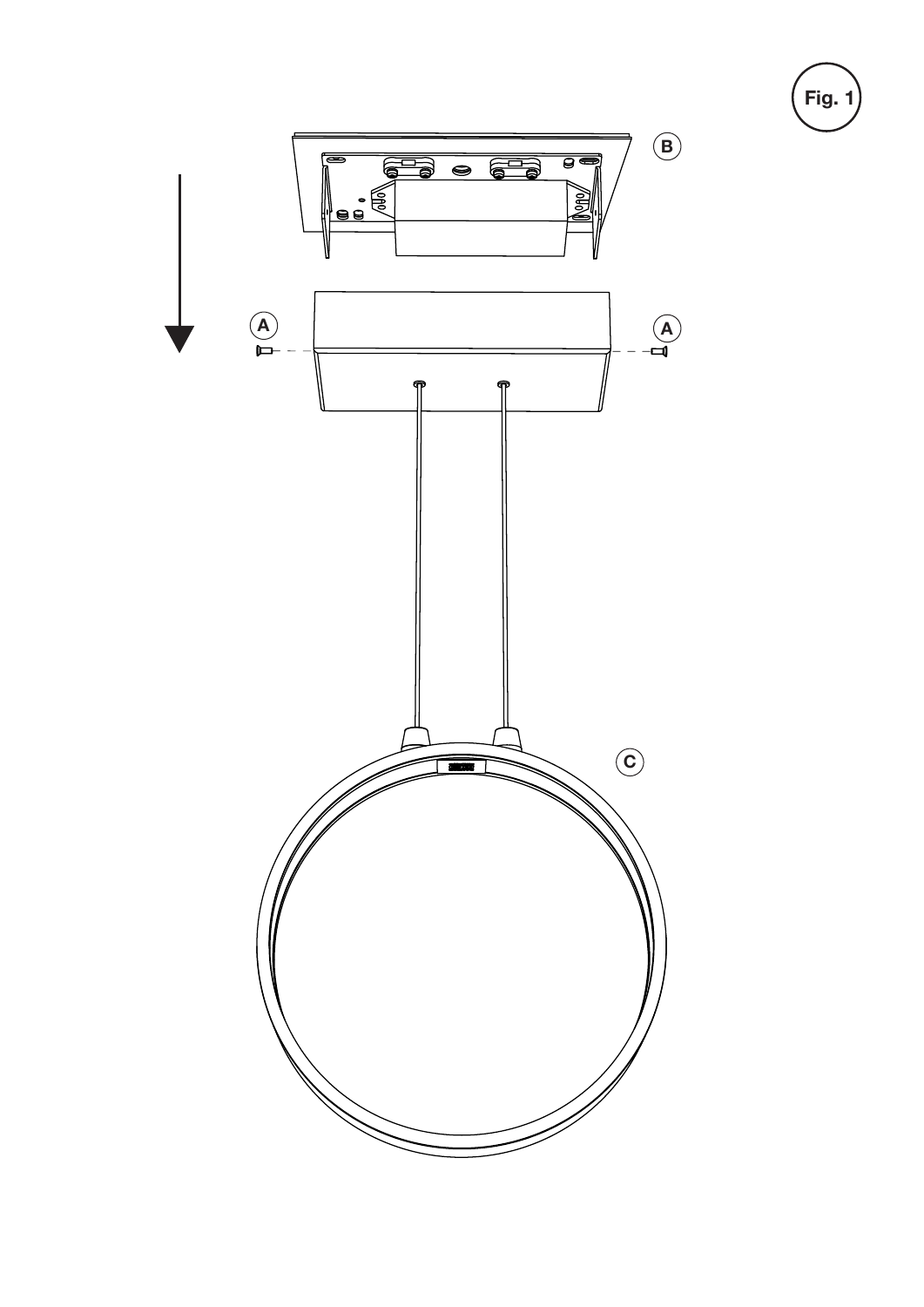Fig. 1

B

A

A

C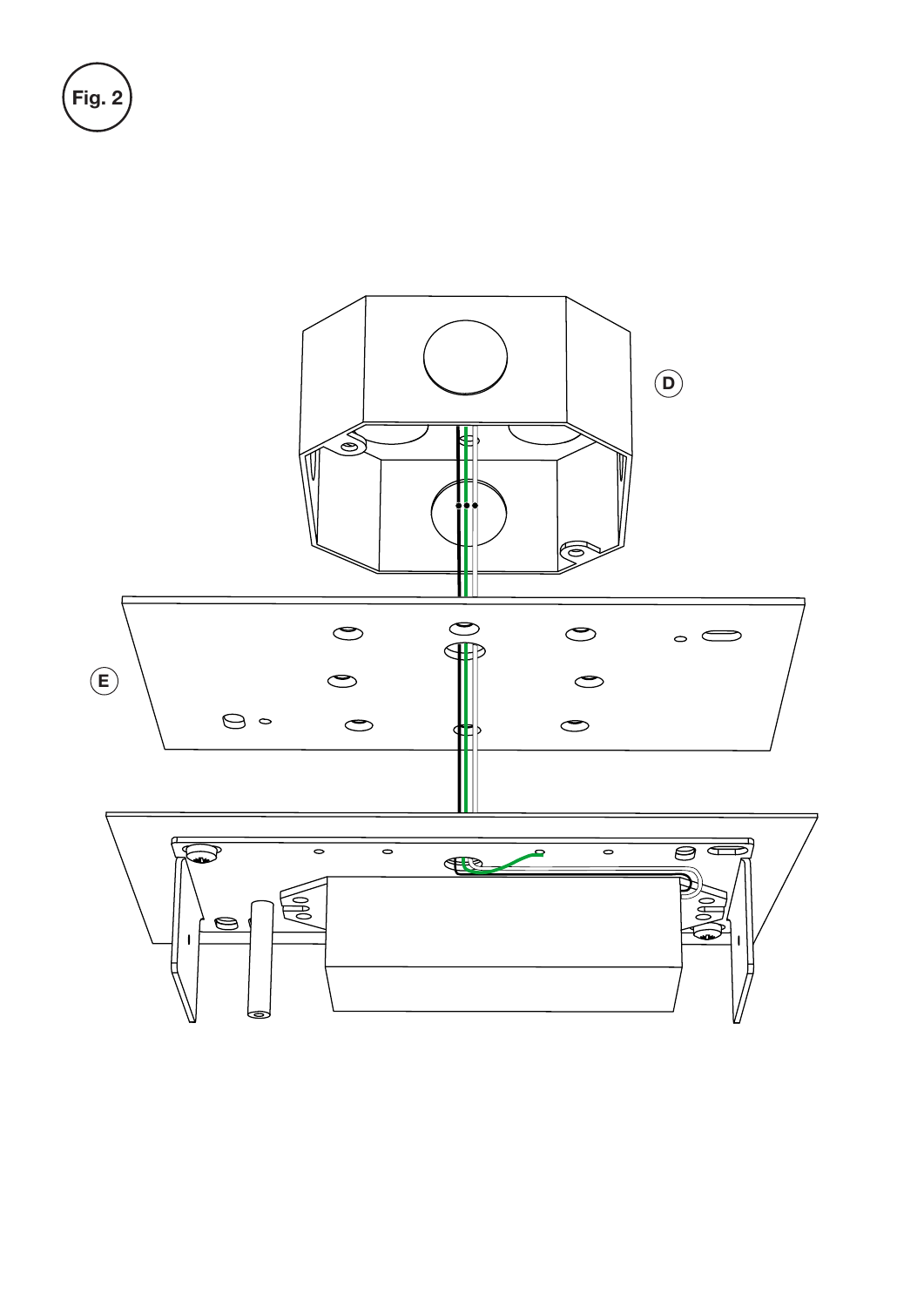Fig. 2

D

E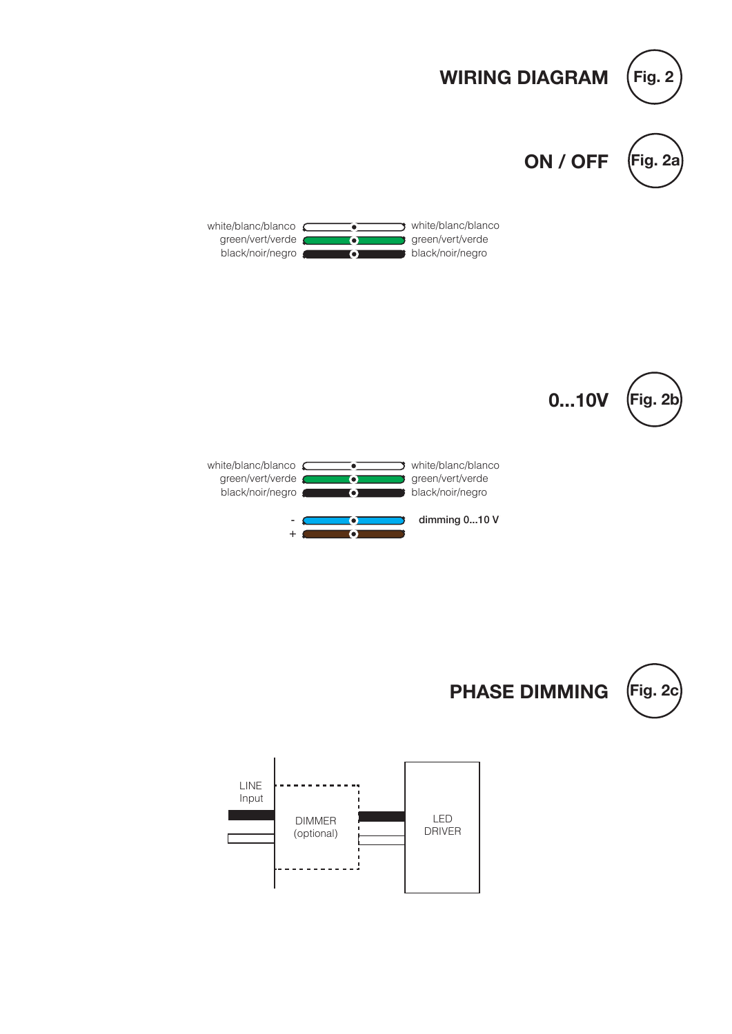## WIRING DIAGRAM Fig. 2

### ON / OFF Fig. 2a

white/blanc/blanco — white/blanc/blanco
green/vert/verde — green/vert/verde
black/noir/negro — black/noir/negro

### 0...10V Fig. 2b

white/blanc/blanco — white/blanc/blanco
green/vert/verde — green/vert/verde
black/noir/negro — black/noir/negro

- dimming 0...10 V
+

### PHASE DIMMING Fig. 2c

LINE Input

DIMMER (optional)

LED DRIVER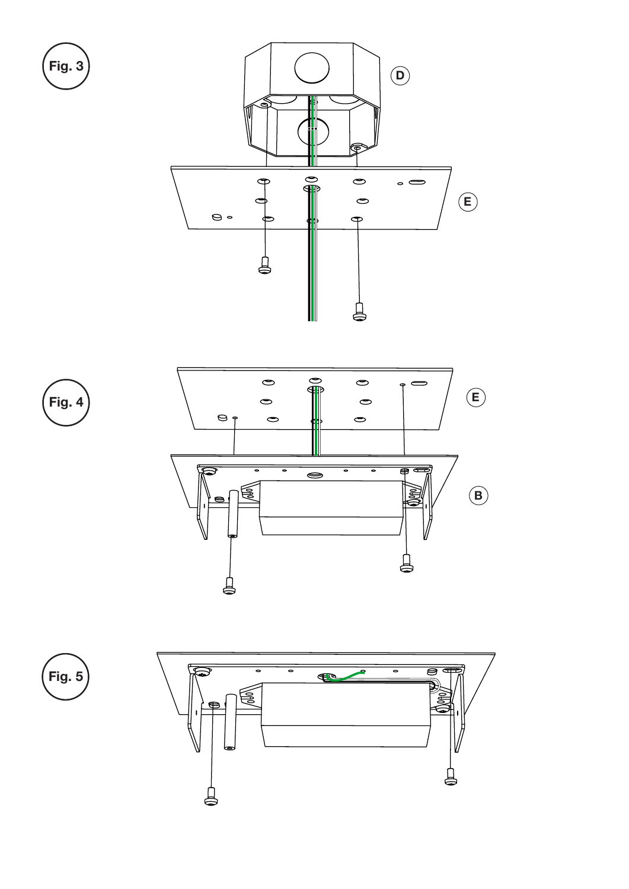Fig. 3

D

E

Fig. 4

E

B

Fig. 5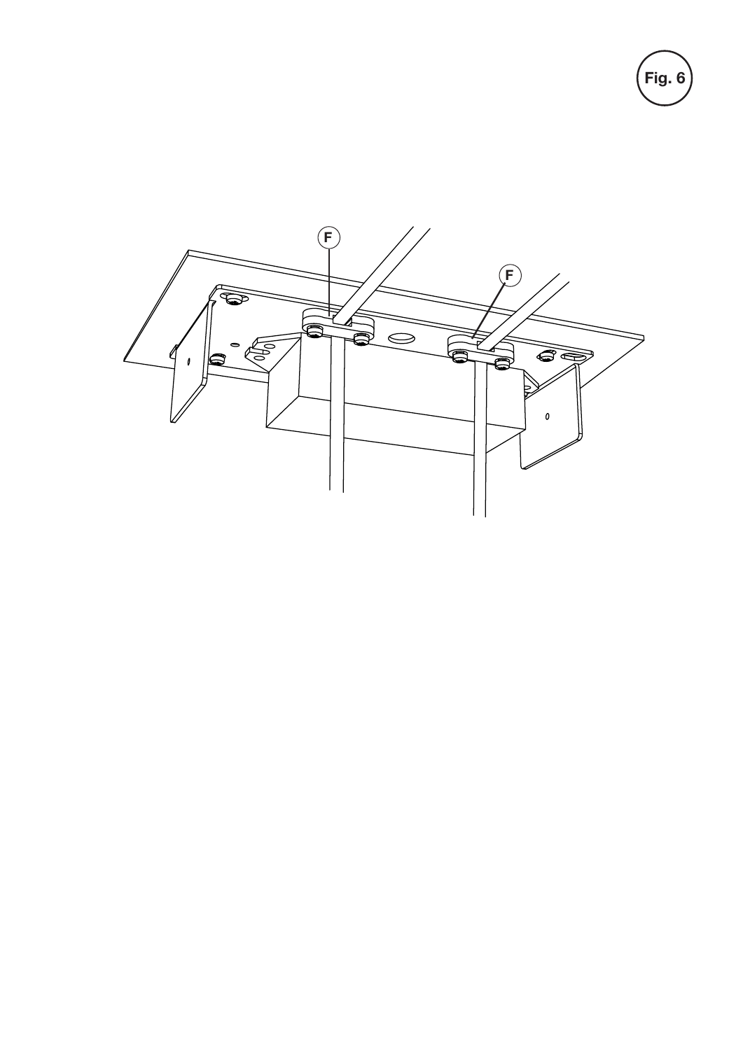Fig. 6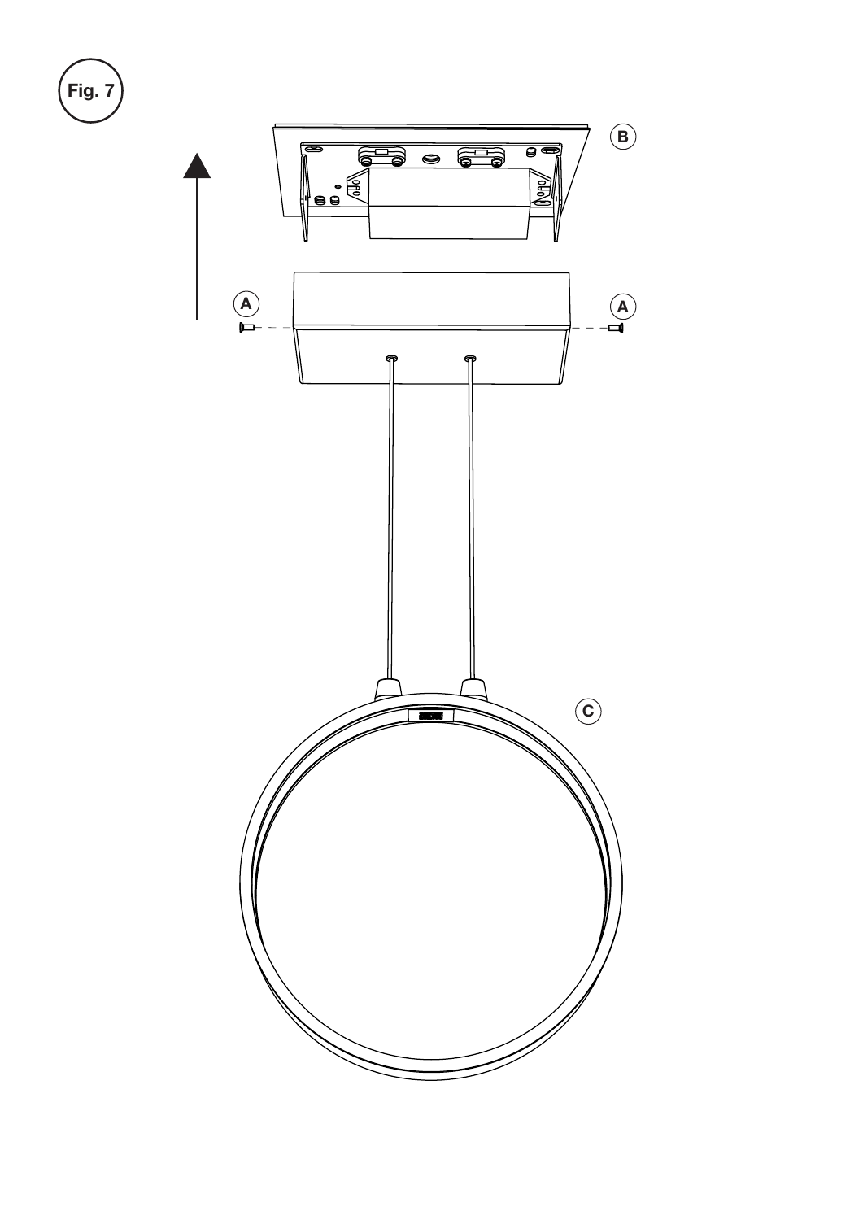Fig. 7

B

A

A

C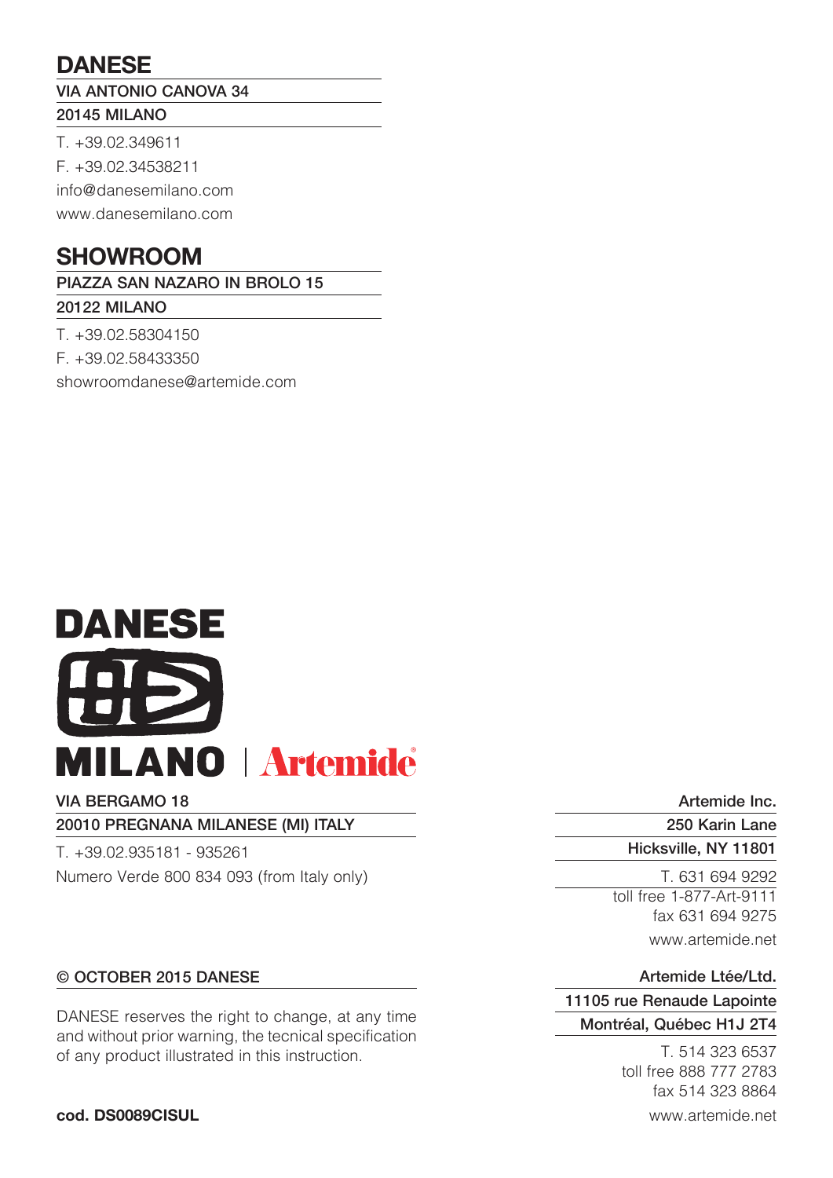# DANESE

**VIA ANTONIO CANOVA 34**

**20145 MILANO**

T. +39.02.349611
F. +39.02.34538211
info@danesemilano.com
www.danesemilano.com

# SHOWROOM

**PIAZZA SAN NAZARO IN BROLO 15**

**20122 MILANO**

T. +39.02.58304150
F. +39.02.58433350
showroomdanese@artemide.com

DANESE MILANO | Artemide

**VIA BERGAMO 18**

**20010 PREGNANA MILANESE (MI) ITALY**

T. +39.02.935181 - 935261
Numero Verde 800 834 093 (from Italy only)

**© OCTOBER 2015 DANESE**

DANESE reserves the right to change, at any time and without prior warning, the tecnical specification of any product illustrated in this instruction.

**cod. DS0089CISUL**

**Artemide Inc.**

**250 Karin Lane**

**Hicksville, NY 11801**

T. 631 694 9292
toll free 1-877-Art-9111
fax 631 694 9275
www.artemide.net

**Artemide Ltée/Ltd.**

**11105 rue Renaude Lapointe**

**Montréal, Québec H1J 2T4**

T. 514 323 6537
toll free 888 777 2783
fax 514 323 8864
www.artemide.net